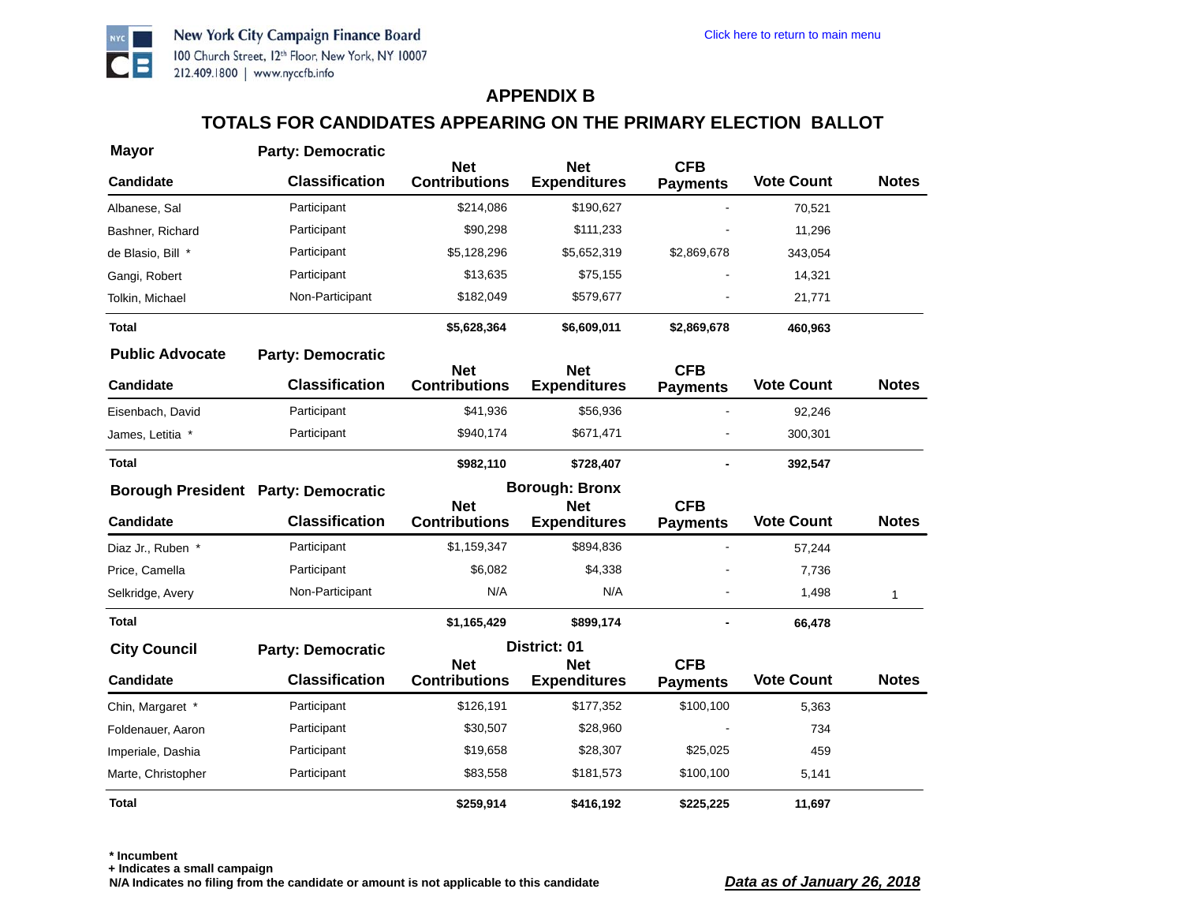New York City Campaign Finance Board
100 Church Street, 12th Floor, New York, NY 10007
212.409.1800 | www.nyccfb.info

Click here to return to main menu

## APPENDIX B

## TOTALS FOR CANDIDATES APPEARING ON THE PRIMARY ELECTION BALLOT

**Mayor** — **Party: Democratic**

| Candidate | Classification | Net Contributions | Net Expenditures | CFB Payments | Vote Count | Notes |
|---|---|---|---|---|---|---|
| Albanese, Sal | Participant | $214,086 | $190,627 | - | 70,521 | |
| Bashner, Richard | Participant | $90,298 | $111,233 | - | 11,296 | |
| de Blasio, Bill * | Participant | $5,128,296 | $5,652,319 | $2,869,678 | 343,054 | |
| Gangi, Robert | Participant | $13,635 | $75,155 | - | 14,321 | |
| Tolkin, Michael | Non-Participant | $182,049 | $579,677 | - | 21,771 | |
| **Total** | | **$5,628,364** | **$6,609,011** | **$2,869,678** | **460,963** | |

**Public Advocate** — **Party: Democratic**

| Candidate | Classification | Net Contributions | Net Expenditures | CFB Payments | Vote Count | Notes |
|---|---|---|---|---|---|---|
| Eisenbach, David | Participant | $41,936 | $56,936 | - | 92,246 | |
| James, Letitia * | Participant | $940,174 | $671,471 | - | 300,301 | |
| **Total** | | **$982,110** | **$728,407** | **-** | **392,547** | |

**Borough President** — **Party: Democratic** — **Borough: Bronx**

| Candidate | Classification | Net Contributions | Net Expenditures | CFB Payments | Vote Count | Notes |
|---|---|---|---|---|---|---|
| Diaz Jr., Ruben * | Participant | $1,159,347 | $894,836 | - | 57,244 | |
| Price, Camella | Participant | $6,082 | $4,338 | - | 7,736 | |
| Selkridge, Avery | Non-Participant | N/A | N/A | - | 1,498 | 1 |
| **Total** | | **$1,165,429** | **$899,174** | **-** | **66,478** | |

**City Council** — **Party: Democratic** — **District: 01**

| Candidate | Classification | Net Contributions | Net Expenditures | CFB Payments | Vote Count | Notes |
|---|---|---|---|---|---|---|
| Chin, Margaret * | Participant | $126,191 | $177,352 | $100,100 | 5,363 | |
| Foldenauer, Aaron | Participant | $30,507 | $28,960 | - | 734 | |
| Imperiale, Dashia | Participant | $19,658 | $28,307 | $25,025 | 459 | |
| Marte, Christopher | Participant | $83,558 | $181,573 | $100,100 | 5,141 | |
| **Total** | | **$259,914** | **$416,192** | **$225,225** | **11,697** | |

**\* Incumbent**
**+ Indicates a small campaign**
**N/A Indicates no filing from the candidate or amount is not applicable to this candidate**

***Data as of January 26, 2018***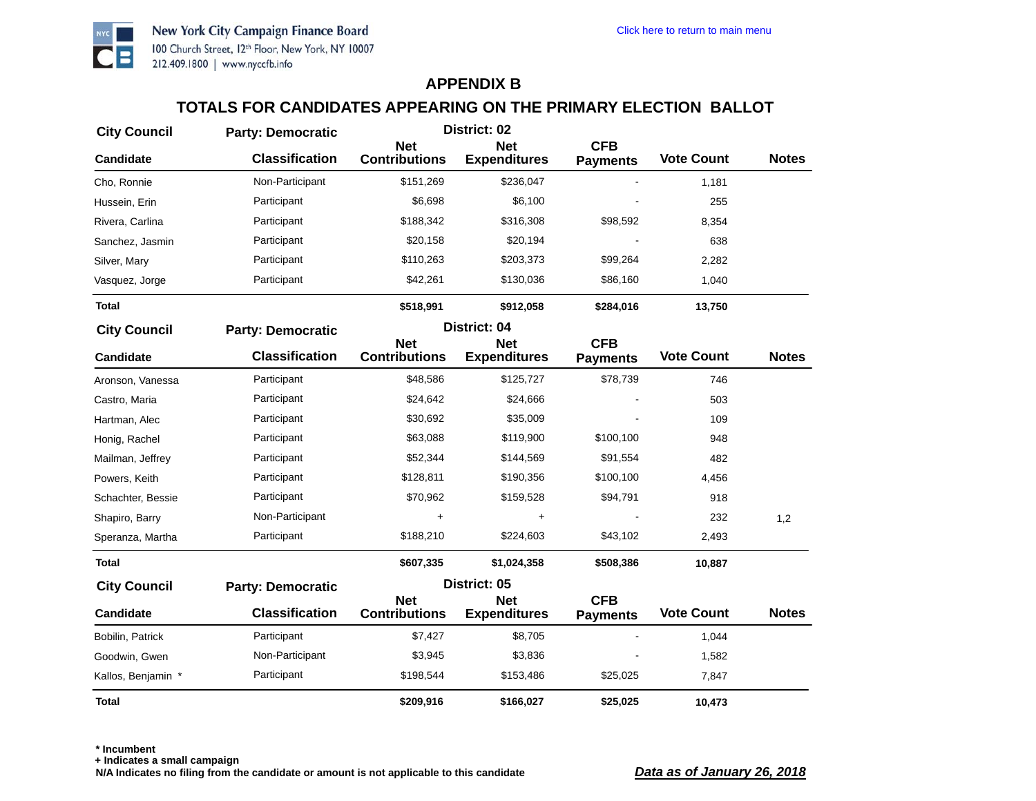New York City Campaign Finance Board
100 Church Street, 12th Floor, New York, NY 10007
212.409.1800 | www.nyccfb.info

Click here to return to main menu

## APPENDIX B

## TOTALS FOR CANDIDATES APPEARING ON THE PRIMARY ELECTION BALLOT

**City Council** — **Party: Democratic** — **District: 02**

| Candidate | Classification | Net Contributions | Net Expenditures | CFB Payments | Vote Count | Notes |
|---|---|---|---|---|---|---|
| Cho, Ronnie | Non-Participant | $151,269 | $236,047 | - | 1,181 | |
| Hussein, Erin | Participant | $6,698 | $6,100 | - | 255 | |
| Rivera, Carlina | Participant | $188,342 | $316,308 | $98,592 | 8,354 | |
| Sanchez, Jasmin | Participant | $20,158 | $20,194 | - | 638 | |
| Silver, Mary | Participant | $110,263 | $203,373 | $99,264 | 2,282 | |
| Vasquez, Jorge | Participant | $42,261 | $130,036 | $86,160 | 1,040 | |
| **Total** | | **$518,991** | **$912,058** | **$284,016** | **13,750** | |

**City Council** — **Party: Democratic** — **District: 04**

| Candidate | Classification | Net Contributions | Net Expenditures | CFB Payments | Vote Count | Notes |
|---|---|---|---|---|---|---|
| Aronson, Vanessa | Participant | $48,586 | $125,727 | $78,739 | 746 | |
| Castro, Maria | Participant | $24,642 | $24,666 | - | 503 | |
| Hartman, Alec | Participant | $30,692 | $35,009 | - | 109 | |
| Honig, Rachel | Participant | $63,088 | $119,900 | $100,100 | 948 | |
| Mailman, Jeffrey | Participant | $52,344 | $144,569 | $91,554 | 482 | |
| Powers, Keith | Participant | $128,811 | $190,356 | $100,100 | 4,456 | |
| Schachter, Bessie | Participant | $70,962 | $159,528 | $94,791 | 918 | |
| Shapiro, Barry | Non-Participant | + | + | - | 232 | 1,2 |
| Speranza, Martha | Participant | $188,210 | $224,603 | $43,102 | 2,493 | |
| **Total** | | **$607,335** | **$1,024,358** | **$508,386** | **10,887** | |

**City Council** — **Party: Democratic** — **District: 05**

| Candidate | Classification | Net Contributions | Net Expenditures | CFB Payments | Vote Count | Notes |
|---|---|---|---|---|---|---|
| Bobilin, Patrick | Participant | $7,427 | $8,705 | - | 1,044 | |
| Goodwin, Gwen | Non-Participant | $3,945 | $3,836 | - | 1,582 | |
| Kallos, Benjamin * | Participant | $198,544 | $153,486 | $25,025 | 7,847 | |
| **Total** | | **$209,916** | **$166,027** | **$25,025** | **10,473** | |

**\* Incumbent**
**+ Indicates a small campaign**
**N/A Indicates no filing from the candidate or amount is not applicable to this candidate**

***Data as of January 26, 2018***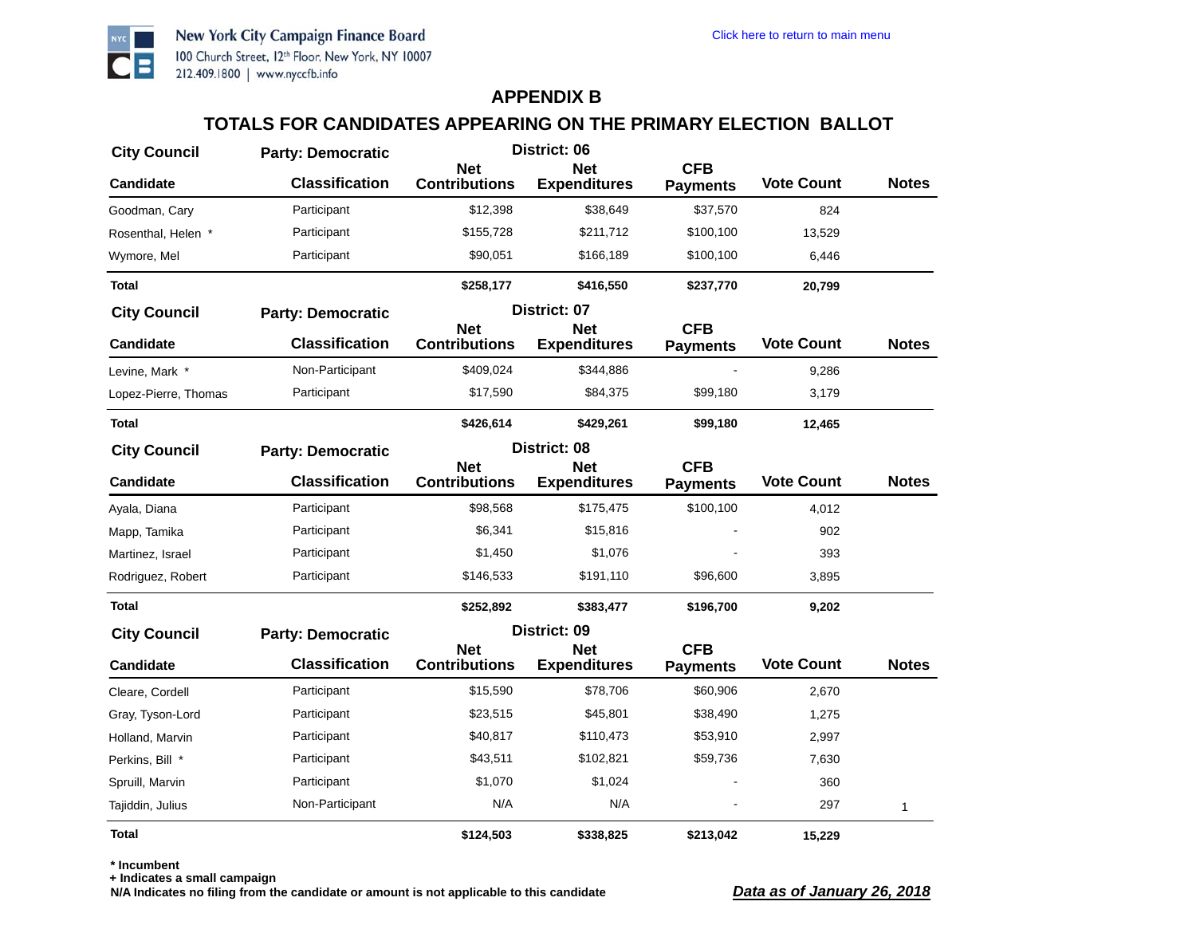New York City Campaign Finance Board
100 Church Street, 12th Floor, New York, NY 10007
212.409.1800 | www.nyccfb.info

Click here to return to main menu

## APPENDIX B

## TOTALS FOR CANDIDATES APPEARING ON THE PRIMARY ELECTION BALLOT

**City Council** | **Party: Democratic** | **District: 06**

| Candidate | Classification | Net Contributions | Net Expenditures | CFB Payments | Vote Count | Notes |
|---|---|---|---|---|---|---|
| Goodman, Cary | Participant | $12,398 | $38,649 | $37,570 | 824 | |
| Rosenthal, Helen * | Participant | $155,728 | $211,712 | $100,100 | 13,529 | |
| Wymore, Mel | Participant | $90,051 | $166,189 | $100,100 | 6,446 | |
| **Total** | | **$258,177** | **$416,550** | **$237,770** | **20,799** | |

**City Council** | **Party: Democratic** | **District: 07**

| Candidate | Classification | Net Contributions | Net Expenditures | CFB Payments | Vote Count | Notes |
|---|---|---|---|---|---|---|
| Levine, Mark * | Non-Participant | $409,024 | $344,886 | - | 9,286 | |
| Lopez-Pierre, Thomas | Participant | $17,590 | $84,375 | $99,180 | 3,179 | |
| **Total** | | **$426,614** | **$429,261** | **$99,180** | **12,465** | |

**City Council** | **Party: Democratic** | **District: 08**

| Candidate | Classification | Net Contributions | Net Expenditures | CFB Payments | Vote Count | Notes |
|---|---|---|---|---|---|---|
| Ayala, Diana | Participant | $98,568 | $175,475 | $100,100 | 4,012 | |
| Mapp, Tamika | Participant | $6,341 | $15,816 | - | 902 | |
| Martinez, Israel | Participant | $1,450 | $1,076 | - | 393 | |
| Rodriguez, Robert | Participant | $146,533 | $191,110 | $96,600 | 3,895 | |
| **Total** | | **$252,892** | **$383,477** | **$196,700** | **9,202** | |

**City Council** | **Party: Democratic** | **District: 09**

| Candidate | Classification | Net Contributions | Net Expenditures | CFB Payments | Vote Count | Notes |
|---|---|---|---|---|---|---|
| Cleare, Cordell | Participant | $15,590 | $78,706 | $60,906 | 2,670 | |
| Gray, Tyson-Lord | Participant | $23,515 | $45,801 | $38,490 | 1,275 | |
| Holland, Marvin | Participant | $40,817 | $110,473 | $53,910 | 2,997 | |
| Perkins, Bill * | Participant | $43,511 | $102,821 | $59,736 | 7,630 | |
| Spruill, Marvin | Participant | $1,070 | $1,024 | - | 360 | |
| Tajiddin, Julius | Non-Participant | N/A | N/A | - | 297 | 1 |
| **Total** | | **$124,503** | **$338,825** | **$213,042** | **15,229** | |

**\* Incumbent**
**+ Indicates a small campaign**
**N/A Indicates no filing from the candidate or amount is not applicable to this candidate**

***Data as of January 26, 2018***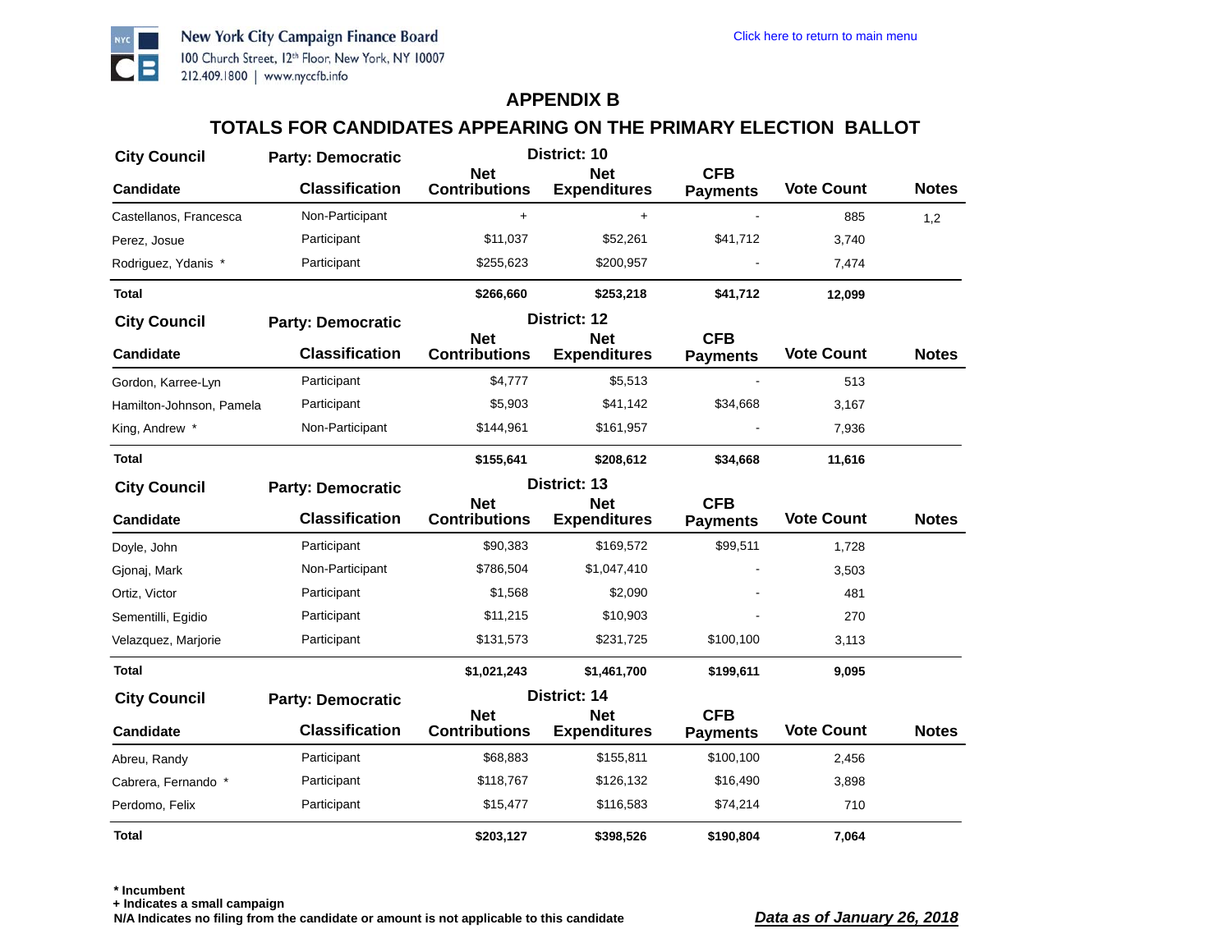New York City Campaign Finance Board
100 Church Street, 12th Floor, New York, NY 10007
212.409.1800 | www.nyccfb.info

Click here to return to main menu

## APPENDIX B

## TOTALS FOR CANDIDATES APPEARING ON THE PRIMARY ELECTION BALLOT

**City Council** | **Party: Democratic** | **District: 10**

| Candidate | Classification | Net Contributions | Net Expenditures | CFB Payments | Vote Count | Notes |
|---|---|---|---|---|---|---|
| Castellanos, Francesca | Non-Participant | + | + | - | 885 | 1,2 |
| Perez, Josue | Participant | $11,037 | $52,261 | $41,712 | 3,740 | |
| Rodriguez, Ydanis * | Participant | $255,623 | $200,957 | - | 7,474 | |
| **Total** | | **$266,660** | **$253,218** | **$41,712** | **12,099** | |

**City Council** | **Party: Democratic** | **District: 12**

| Candidate | Classification | Net Contributions | Net Expenditures | CFB Payments | Vote Count | Notes |
|---|---|---|---|---|---|---|
| Gordon, Karree-Lyn | Participant | $4,777 | $5,513 | - | 513 | |
| Hamilton-Johnson, Pamela | Participant | $5,903 | $41,142 | $34,668 | 3,167 | |
| King, Andrew * | Non-Participant | $144,961 | $161,957 | - | 7,936 | |
| **Total** | | **$155,641** | **$208,612** | **$34,668** | **11,616** | |

**City Council** | **Party: Democratic** | **District: 13**

| Candidate | Classification | Net Contributions | Net Expenditures | CFB Payments | Vote Count | Notes |
|---|---|---|---|---|---|---|
| Doyle, John | Participant | $90,383 | $169,572 | $99,511 | 1,728 | |
| Gjonaj, Mark | Non-Participant | $786,504 | $1,047,410 | - | 3,503 | |
| Ortiz, Victor | Participant | $1,568 | $2,090 | - | 481 | |
| Sementilli, Egidio | Participant | $11,215 | $10,903 | - | 270 | |
| Velazquez, Marjorie | Participant | $131,573 | $231,725 | $100,100 | 3,113 | |
| **Total** | | **$1,021,243** | **$1,461,700** | **$199,611** | **9,095** | |

**City Council** | **Party: Democratic** | **District: 14**

| Candidate | Classification | Net Contributions | Net Expenditures | CFB Payments | Vote Count | Notes |
|---|---|---|---|---|---|---|
| Abreu, Randy | Participant | $68,883 | $155,811 | $100,100 | 2,456 | |
| Cabrera, Fernando * | Participant | $118,767 | $126,132 | $16,490 | 3,898 | |
| Perdomo, Felix | Participant | $15,477 | $116,583 | $74,214 | 710 | |
| **Total** | | **$203,127** | **$398,526** | **$190,804** | **7,064** | |

**\* Incumbent**
**+ Indicates a small campaign**
**N/A Indicates no filing from the candidate or amount is not applicable to this candidate**

***Data as of January 26, 2018***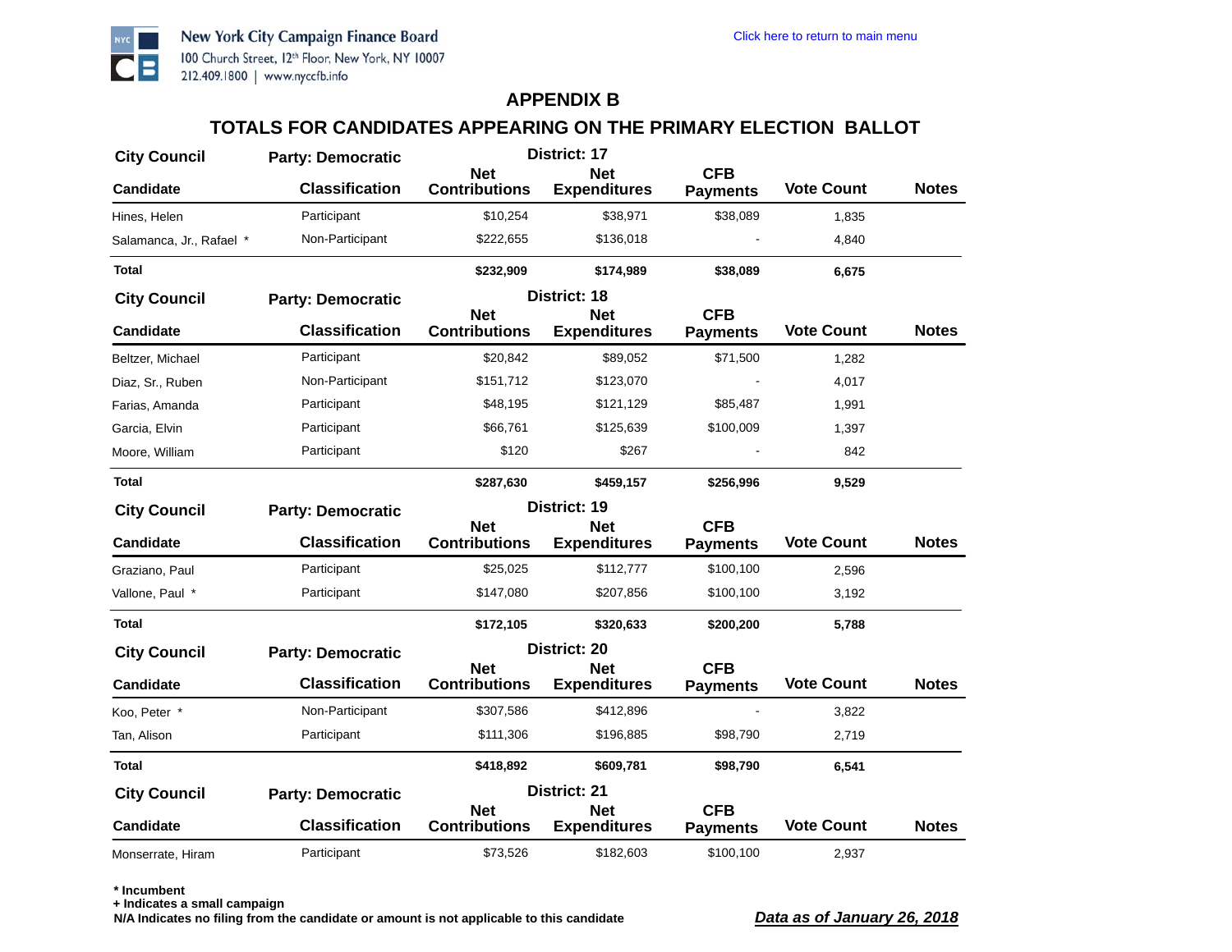New York City Campaign Finance Board
100 Church Street, 12th Floor, New York, NY 10007
212.409.1800 | www.nyccfb.info

Click here to return to main menu

## APPENDIX B

## TOTALS FOR CANDIDATES APPEARING ON THE PRIMARY ELECTION BALLOT

**City Council — Party: Democratic — District: 17**

| Candidate | Classification | Net Contributions | Net Expenditures | CFB Payments | Vote Count | Notes |
|---|---|---|---|---|---|---|
| Hines, Helen | Participant | $10,254 | $38,971 | $38,089 | 1,835 | |
| Salamanca, Jr., Rafael * | Non-Participant | $222,655 | $136,018 | - | 4,840 | |
| **Total** | | **$232,909** | **$174,989** | **$38,089** | **6,675** | |

**City Council — Party: Democratic — District: 18**

| Candidate | Classification | Net Contributions | Net Expenditures | CFB Payments | Vote Count | Notes |
|---|---|---|---|---|---|---|
| Beltzer, Michael | Participant | $20,842 | $89,052 | $71,500 | 1,282 | |
| Diaz, Sr., Ruben | Non-Participant | $151,712 | $123,070 | - | 4,017 | |
| Farias, Amanda | Participant | $48,195 | $121,129 | $85,487 | 1,991 | |
| Garcia, Elvin | Participant | $66,761 | $125,639 | $100,009 | 1,397 | |
| Moore, William | Participant | $120 | $267 | - | 842 | |
| **Total** | | **$287,630** | **$459,157** | **$256,996** | **9,529** | |

**City Council — Party: Democratic — District: 19**

| Candidate | Classification | Net Contributions | Net Expenditures | CFB Payments | Vote Count | Notes |
|---|---|---|---|---|---|---|
| Graziano, Paul | Participant | $25,025 | $112,777 | $100,100 | 2,596 | |
| Vallone, Paul * | Participant | $147,080 | $207,856 | $100,100 | 3,192 | |
| **Total** | | **$172,105** | **$320,633** | **$200,200** | **5,788** | |

**City Council — Party: Democratic — District: 20**

| Candidate | Classification | Net Contributions | Net Expenditures | CFB Payments | Vote Count | Notes |
|---|---|---|---|---|---|---|
| Koo, Peter * | Non-Participant | $307,586 | $412,896 | - | 3,822 | |
| Tan, Alison | Participant | $111,306 | $196,885 | $98,790 | 2,719 | |
| **Total** | | **$418,892** | **$609,781** | **$98,790** | **6,541** | |

**City Council — Party: Democratic — District: 21**

| Candidate | Classification | Net Contributions | Net Expenditures | CFB Payments | Vote Count | Notes |
|---|---|---|---|---|---|---|
| Monserrate, Hiram | Participant | $73,526 | $182,603 | $100,100 | 2,937 | |

**\* Incumbent**
**+ Indicates a small campaign**
**N/A Indicates no filing from the candidate or amount is not applicable to this candidate**

***Data as of January 26, 2018***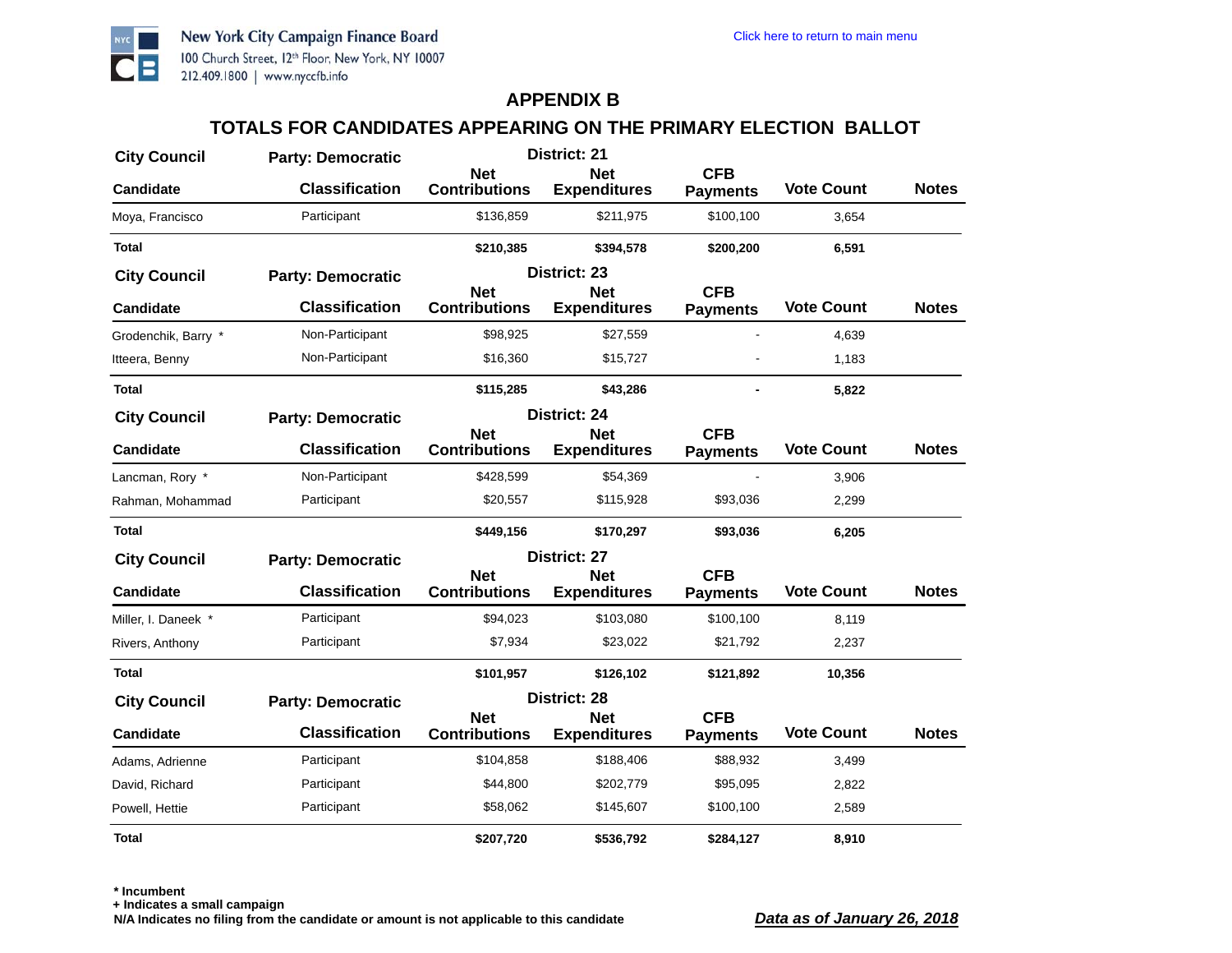New York City Campaign Finance Board
100 Church Street, 12th Floor, New York, NY 10007
212.409.1800 | www.nyccfb.info

Click here to return to main menu

## APPENDIX B

## TOTALS FOR CANDIDATES APPEARING ON THE PRIMARY ELECTION BALLOT

**City Council — Party: Democratic — District: 21**

| Candidate | Classification | Net Contributions | Net Expenditures | CFB Payments | Vote Count | Notes |
|---|---|---|---|---|---|---|
| Moya, Francisco | Participant | $136,859 | $211,975 | $100,100 | 3,654 | |
| **Total** | | **$210,385** | **$394,578** | **$200,200** | **6,591** | |

**City Council — Party: Democratic — District: 23**

| Candidate | Classification | Net Contributions | Net Expenditures | CFB Payments | Vote Count | Notes |
|---|---|---|---|---|---|---|
| Grodenchik, Barry * | Non-Participant | $98,925 | $27,559 | - | 4,639 | |
| Itteera, Benny | Non-Participant | $16,360 | $15,727 | - | 1,183 | |
| **Total** | | **$115,285** | **$43,286** | **-** | **5,822** | |

**City Council — Party: Democratic — District: 24**

| Candidate | Classification | Net Contributions | Net Expenditures | CFB Payments | Vote Count | Notes |
|---|---|---|---|---|---|---|
| Lancman, Rory * | Non-Participant | $428,599 | $54,369 | - | 3,906 | |
| Rahman, Mohammad | Participant | $20,557 | $115,928 | $93,036 | 2,299 | |
| **Total** | | **$449,156** | **$170,297** | **$93,036** | **6,205** | |

**City Council — Party: Democratic — District: 27**

| Candidate | Classification | Net Contributions | Net Expenditures | CFB Payments | Vote Count | Notes |
|---|---|---|---|---|---|---|
| Miller, I. Daneek * | Participant | $94,023 | $103,080 | $100,100 | 8,119 | |
| Rivers, Anthony | Participant | $7,934 | $23,022 | $21,792 | 2,237 | |
| **Total** | | **$101,957** | **$126,102** | **$121,892** | **10,356** | |

**City Council — Party: Democratic — District: 28**

| Candidate | Classification | Net Contributions | Net Expenditures | CFB Payments | Vote Count | Notes |
|---|---|---|---|---|---|---|
| Adams, Adrienne | Participant | $104,858 | $188,406 | $88,932 | 3,499 | |
| David, Richard | Participant | $44,800 | $202,779 | $95,095 | 2,822 | |
| Powell, Hettie | Participant | $58,062 | $145,607 | $100,100 | 2,589 | |
| **Total** | | **$207,720** | **$536,792** | **$284,127** | **8,910** | |

**\* Incumbent**
**+ Indicates a small campaign**
**N/A Indicates no filing from the candidate or amount is not applicable to this candidate**

***Data as of January 26, 2018***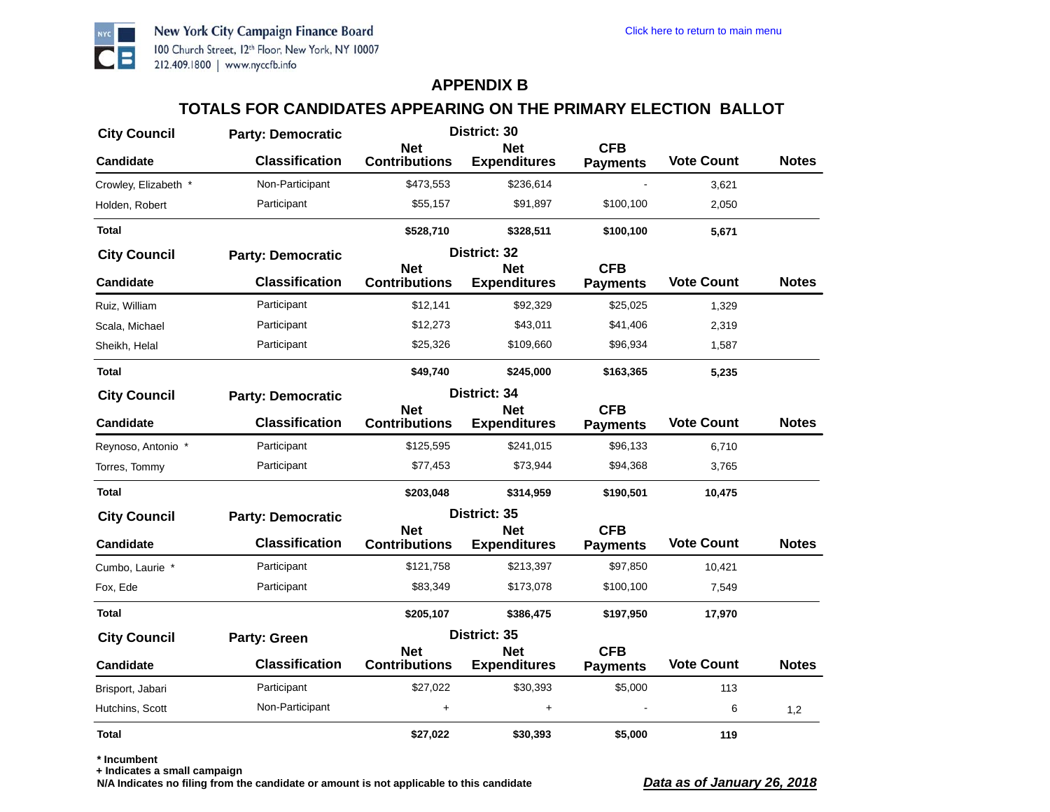New York City Campaign Finance Board
100 Church Street, 12th Floor, New York, NY 10007
212.409.1800 | www.nyccfb.info

Click here to return to main menu

## APPENDIX B

## TOTALS FOR CANDIDATES APPEARING ON THE PRIMARY ELECTION BALLOT

**City Council** | **Party: Democratic** | **District: 30**

| Candidate | Classification | Net Contributions | Net Expenditures | CFB Payments | Vote Count | Notes |
|---|---|---|---|---|---|---|
| Crowley, Elizabeth * | Non-Participant | $473,553 | $236,614 | - | 3,621 | |
| Holden, Robert | Participant | $55,157 | $91,897 | $100,100 | 2,050 | |
| **Total** | | **$528,710** | **$328,511** | **$100,100** | **5,671** | |

**City Council** | **Party: Democratic** | **District: 32**

| Candidate | Classification | Net Contributions | Net Expenditures | CFB Payments | Vote Count | Notes |
|---|---|---|---|---|---|---|
| Ruiz, William | Participant | $12,141 | $92,329 | $25,025 | 1,329 | |
| Scala, Michael | Participant | $12,273 | $43,011 | $41,406 | 2,319 | |
| Sheikh, Helal | Participant | $25,326 | $109,660 | $96,934 | 1,587 | |
| **Total** | | **$49,740** | **$245,000** | **$163,365** | **5,235** | |

**City Council** | **Party: Democratic** | **District: 34**

| Candidate | Classification | Net Contributions | Net Expenditures | CFB Payments | Vote Count | Notes |
|---|---|---|---|---|---|---|
| Reynoso, Antonio * | Participant | $125,595 | $241,015 | $96,133 | 6,710 | |
| Torres, Tommy | Participant | $77,453 | $73,944 | $94,368 | 3,765 | |
| **Total** | | **$203,048** | **$314,959** | **$190,501** | **10,475** | |

**City Council** | **Party: Democratic** | **District: 35**

| Candidate | Classification | Net Contributions | Net Expenditures | CFB Payments | Vote Count | Notes |
|---|---|---|---|---|---|---|
| Cumbo, Laurie * | Participant | $121,758 | $213,397 | $97,850 | 10,421 | |
| Fox, Ede | Participant | $83,349 | $173,078 | $100,100 | 7,549 | |
| **Total** | | **$205,107** | **$386,475** | **$197,950** | **17,970** | |

**City Council** | **Party: Green** | **District: 35**

| Candidate | Classification | Net Contributions | Net Expenditures | CFB Payments | Vote Count | Notes |
|---|---|---|---|---|---|---|
| Brisport, Jabari | Participant | $27,022 | $30,393 | $5,000 | 113 | |
| Hutchins, Scott | Non-Participant | + | + | - | 6 | 1,2 |
| **Total** | | **$27,022** | **$30,393** | **$5,000** | **119** | |

**\* Incumbent**
**+ Indicates a small campaign**
**N/A Indicates no filing from the candidate or amount is not applicable to this candidate**

***Data as of January 26, 2018***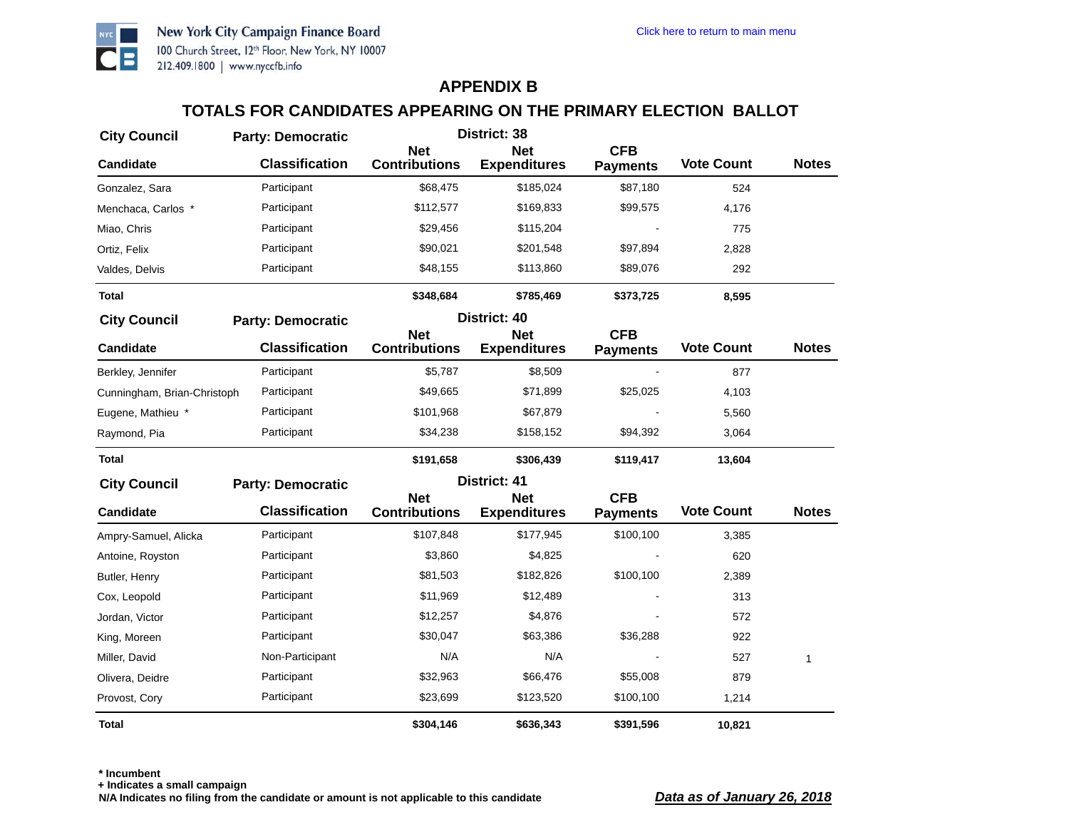New York City Campaign Finance Board
100 Church Street, 12th Floor, New York, NY 10007
212.409.1800 | www.nyccfb.info

Click here to return to main menu

## APPENDIX B

## TOTALS FOR CANDIDATES APPEARING ON THE PRIMARY ELECTION BALLOT

**City Council** — **Party: Democratic** — **District: 38**

| Candidate | Classification | Net Contributions | Net Expenditures | CFB Payments | Vote Count | Notes |
|---|---|---|---|---|---|---|
| Gonzalez, Sara | Participant | $68,475 | $185,024 | $87,180 | 524 | |
| Menchaca, Carlos * | Participant | $112,577 | $169,833 | $99,575 | 4,176 | |
| Miao, Chris | Participant | $29,456 | $115,204 | - | 775 | |
| Ortiz, Felix | Participant | $90,021 | $201,548 | $97,894 | 2,828 | |
| Valdes, Delvis | Participant | $48,155 | $113,860 | $89,076 | 292 | |
| **Total** | | **$348,684** | **$785,469** | **$373,725** | **8,595** | |

**City Council** — **Party: Democratic** — **District: 40**

| Candidate | Classification | Net Contributions | Net Expenditures | CFB Payments | Vote Count | Notes |
|---|---|---|---|---|---|---|
| Berkley, Jennifer | Participant | $5,787 | $8,509 | - | 877 | |
| Cunningham, Brian-Christoph | Participant | $49,665 | $71,899 | $25,025 | 4,103 | |
| Eugene, Mathieu * | Participant | $101,968 | $67,879 | - | 5,560 | |
| Raymond, Pia | Participant | $34,238 | $158,152 | $94,392 | 3,064 | |
| **Total** | | **$191,658** | **$306,439** | **$119,417** | **13,604** | |

**City Council** — **Party: Democratic** — **District: 41**

| Candidate | Classification | Net Contributions | Net Expenditures | CFB Payments | Vote Count | Notes |
|---|---|---|---|---|---|---|
| Ampry-Samuel, Alicka | Participant | $107,848 | $177,945 | $100,100 | 3,385 | |
| Antoine, Royston | Participant | $3,860 | $4,825 | - | 620 | |
| Butler, Henry | Participant | $81,503 | $182,826 | $100,100 | 2,389 | |
| Cox, Leopold | Participant | $11,969 | $12,489 | - | 313 | |
| Jordan, Victor | Participant | $12,257 | $4,876 | - | 572 | |
| King, Moreen | Participant | $30,047 | $63,386 | $36,288 | 922 | |
| Miller, David | Non-Participant | N/A | N/A | - | 527 | 1 |
| Olivera, Deidre | Participant | $32,963 | $66,476 | $55,008 | 879 | |
| Provost, Cory | Participant | $23,699 | $123,520 | $100,100 | 1,214 | |
| **Total** | | **$304,146** | **$636,343** | **$391,596** | **10,821** | |

**\* Incumbent**
**+ Indicates a small campaign**
**N/A Indicates no filing from the candidate or amount is not applicable to this candidate**

***Data as of January 26, 2018***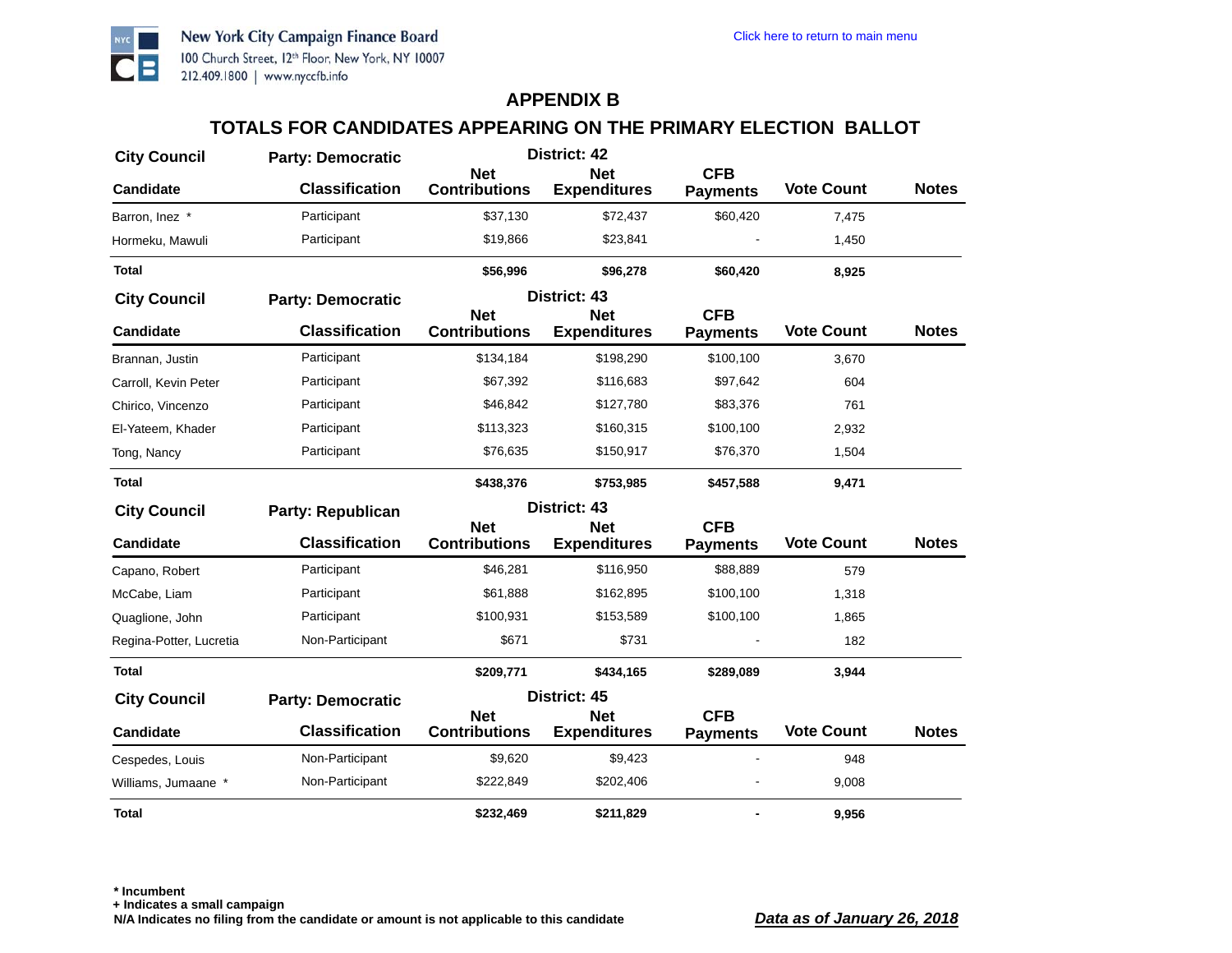New York City Campaign Finance Board
100 Church Street, 12th Floor, New York, NY 10007
212.409.1800 | www.nyccfb.info

Click here to return to main menu

# APPENDIX B

## TOTALS FOR CANDIDATES APPEARING ON THE PRIMARY ELECTION BALLOT

**City Council** | **Party: Democratic** | **District: 42**

| Candidate | Classification | Net Contributions | Net Expenditures | CFB Payments | Vote Count | Notes |
|---|---|---|---|---|---|---|
| Barron, Inez * | Participant | $37,130 | $72,437 | $60,420 | 7,475 | |
| Hormeku, Mawuli | Participant | $19,866 | $23,841 | - | 1,450 | |
| **Total** | | **$56,996** | **$96,278** | **$60,420** | **8,925** | |

**City Council** | **Party: Democratic** | **District: 43**

| Candidate | Classification | Net Contributions | Net Expenditures | CFB Payments | Vote Count | Notes |
|---|---|---|---|---|---|---|
| Brannan, Justin | Participant | $134,184 | $198,290 | $100,100 | 3,670 | |
| Carroll, Kevin Peter | Participant | $67,392 | $116,683 | $97,642 | 604 | |
| Chirico, Vincenzo | Participant | $46,842 | $127,780 | $83,376 | 761 | |
| El-Yateem, Khader | Participant | $113,323 | $160,315 | $100,100 | 2,932 | |
| Tong, Nancy | Participant | $76,635 | $150,917 | $76,370 | 1,504 | |
| **Total** | | **$438,376** | **$753,985** | **$457,588** | **9,471** | |

**City Council** | **Party: Republican** | **District: 43**

| Candidate | Classification | Net Contributions | Net Expenditures | CFB Payments | Vote Count | Notes |
|---|---|---|---|---|---|---|
| Capano, Robert | Participant | $46,281 | $116,950 | $88,889 | 579 | |
| McCabe, Liam | Participant | $61,888 | $162,895 | $100,100 | 1,318 | |
| Quaglione, John | Participant | $100,931 | $153,589 | $100,100 | 1,865 | |
| Regina-Potter, Lucretia | Non-Participant | $671 | $731 | - | 182 | |
| **Total** | | **$209,771** | **$434,165** | **$289,089** | **3,944** | |

**City Council** | **Party: Democratic** | **District: 45**

| Candidate | Classification | Net Contributions | Net Expenditures | CFB Payments | Vote Count | Notes |
|---|---|---|---|---|---|---|
| Cespedes, Louis | Non-Participant | $9,620 | $9,423 | - | 948 | |
| Williams, Jumaane * | Non-Participant | $222,849 | $202,406 | - | 9,008 | |
| **Total** | | **$232,469** | **$211,829** | **-** | **9,956** | |

**\* Incumbent**
**+ Indicates a small campaign**
**N/A Indicates no filing from the candidate or amount is not applicable to this candidate**

***Data as of January 26, 2018***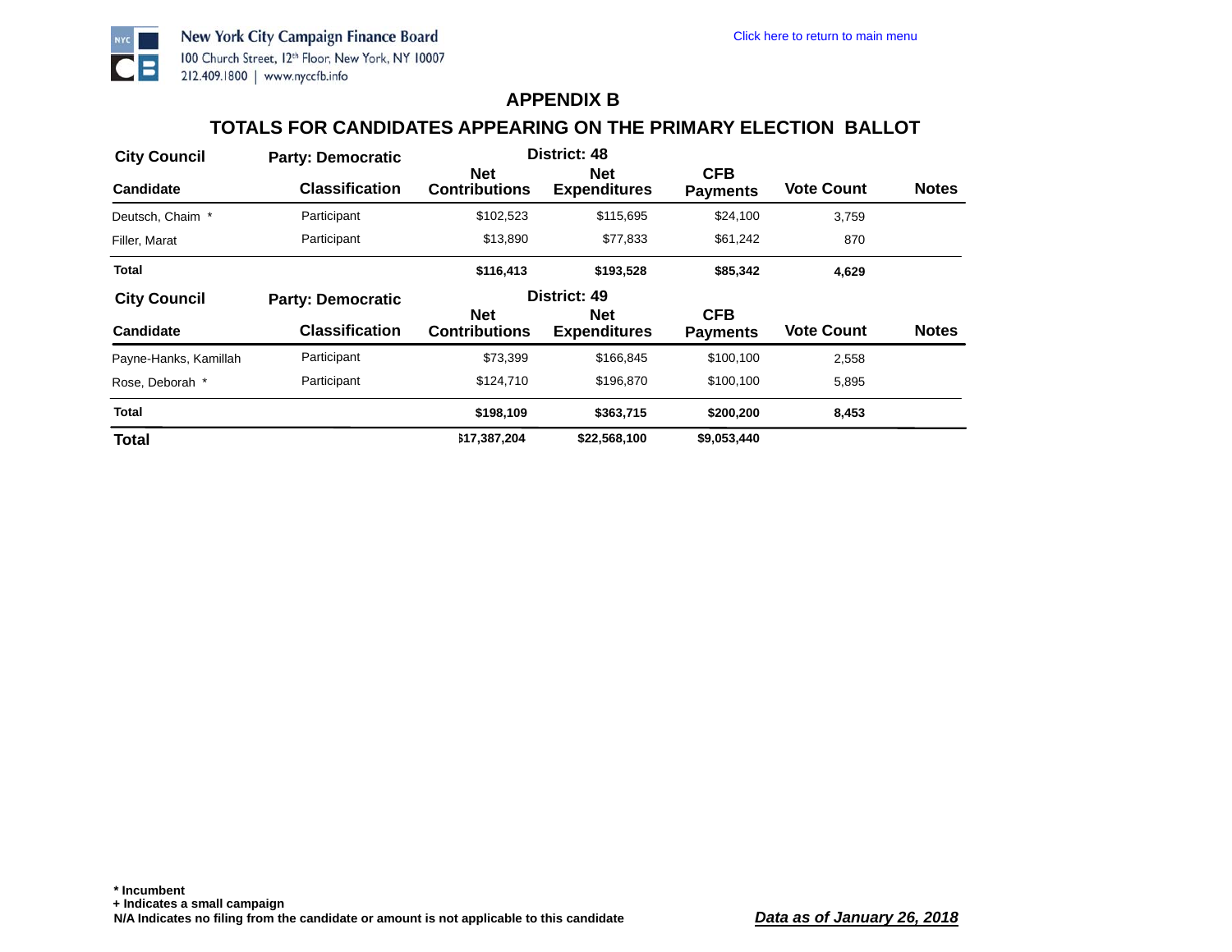New York City Campaign Finance Board
100 Church Street, 12th Floor, New York, NY 10007
212.409.1800 | www.nyccfb.info

Click here to return to main menu

## APPENDIX B

## TOTALS FOR CANDIDATES APPEARING ON THE PRIMARY ELECTION BALLOT

**City Council** | **Party: Democratic** | **District: 48**

| Candidate | Classification | Net Contributions | Net Expenditures | CFB Payments | Vote Count | Notes |
|---|---|---|---|---|---|---|
| Deutsch, Chaim * | Participant | $102,523 | $115,695 | $24,100 | 3,759 | |
| Filler, Marat | Participant | $13,890 | $77,833 | $61,242 | 870 | |
| **Total** | | **$116,413** | **$193,528** | **$85,342** | **4,629** | |

**City Council** | **Party: Democratic** | **District: 49**

| Candidate | Classification | Net Contributions | Net Expenditures | CFB Payments | Vote Count | Notes |
|---|---|---|---|---|---|---|
| Payne-Hanks, Kamillah | Participant | $73,399 | $166,845 | $100,100 | 2,558 | |
| Rose, Deborah * | Participant | $124,710 | $196,870 | $100,100 | 5,895 | |
| **Total** | | **$198,109** | **$363,715** | **$200,200** | **8,453** | |

| | | | | | | |
|---|---|---|---|---|---|---|
| **Total** | | **$17,387,204** | **$22,568,100** | **$9,053,440** | | |

**\* Incumbent**
**+ Indicates a small campaign**
**N/A Indicates no filing from the candidate or amount is not applicable to this candidate**

***Data as of January 26, 2018***